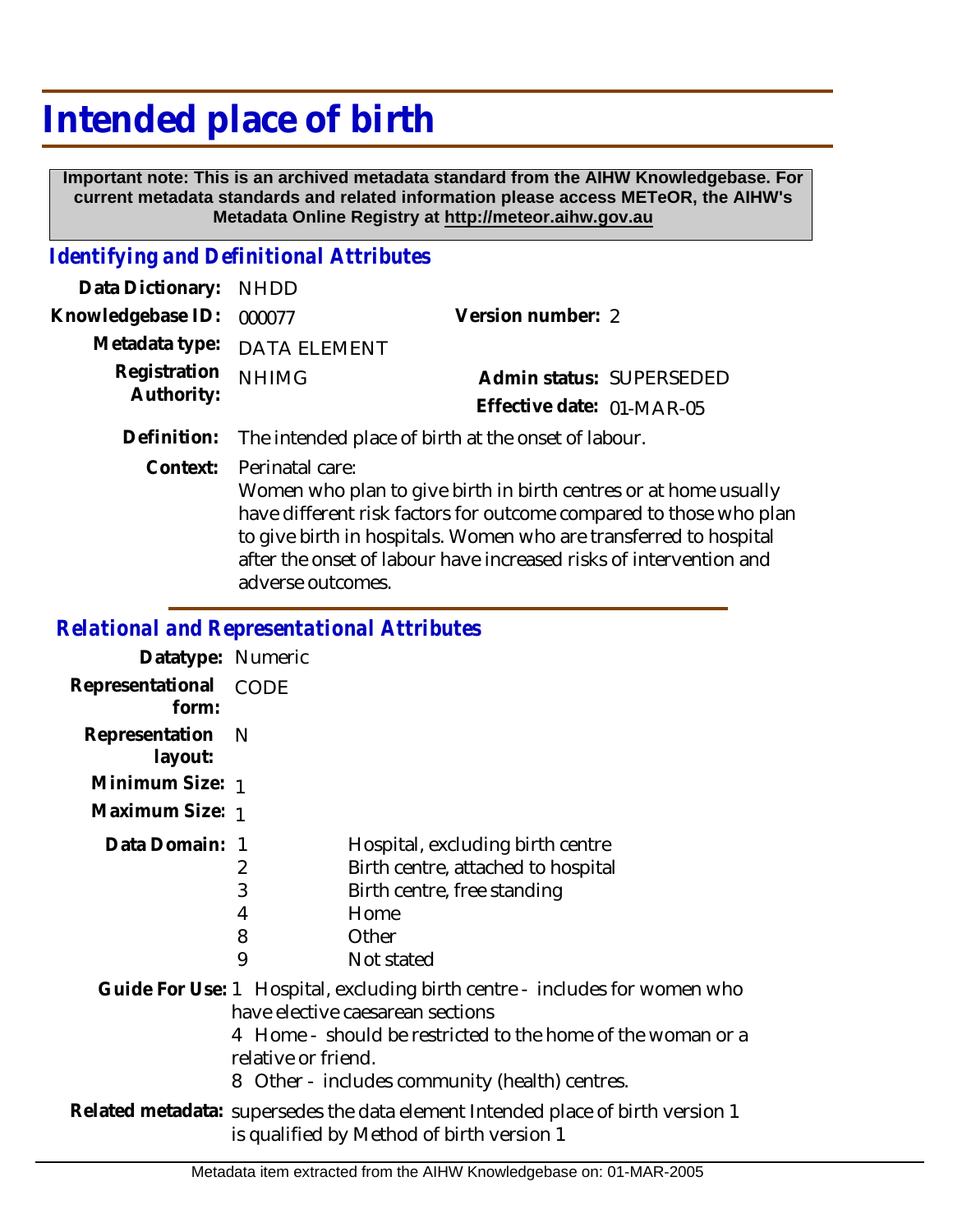# Intended place of birth

**Important note: This is an archived metadata standard from the AIHW Knowledgebase. For current metadata standards and related information please access METeOR, the AIHW's Metadata Online Registry at http://meteor.aihw.gov.au**

## *Identifying and Definitional Attributes*

**Data Dictionary:** NHDD

**Knowledgebase ID:** 000077

**Version number:** 2

**Metadata type:** DATA ELEMENT

**Registration Authority:** NHIMG

**Admin status:** SUPERSEDED

**Effective date:** 01-MAR-05

**Definition:** The intended place of birth at the onset of labour.

**Context:** Perinatal care:
Women who plan to give birth in birth centres or at home usually have different risk factors for outcome compared to those who plan to give birth in hospitals. Women who are transferred to hospital after the onset of labour have increased risks of intervention and adverse outcomes.

## *Relational and Representational Attributes*

**Datatype:** Numeric

**Representational form:** CODE

**Representation layout:** N

**Minimum Size:** 1

**Maximum Size:** 1

**Data Domain:**

| Code | Description |
|---|---|
| 1 | Hospital, excluding birth centre |
| 2 | Birth centre, attached to hospital |
| 3 | Birth centre, free standing |
| 4 | Home |
| 8 | Other |
| 9 | Not stated |

**Guide For Use:** 1 Hospital, excluding birth centre - includes for women who have elective caesarean sections
4 Home - should be restricted to the home of the woman or a relative or friend.
8 Other - includes community (health) centres.

**Related metadata:** supersedes the data element Intended place of birth version 1
is qualified by Method of birth version 1

Metadata item extracted from the AIHW Knowledgebase on: 01-MAR-2005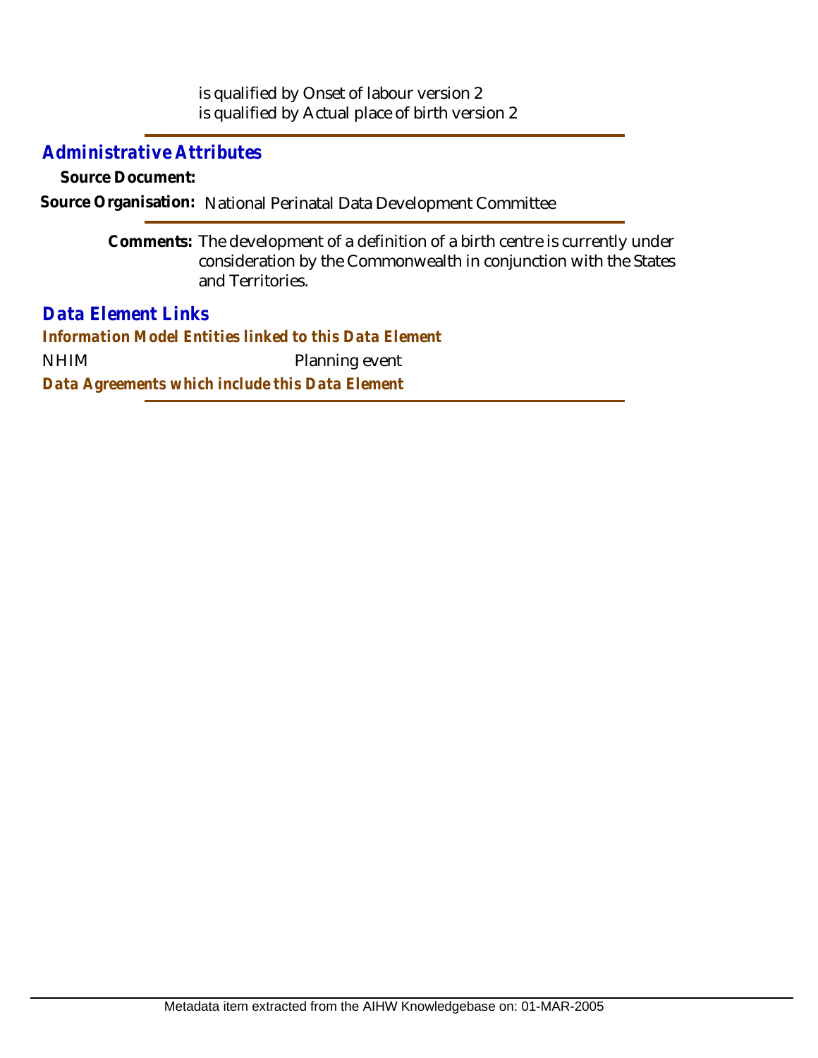is qualified by Onset of labour version 2
is qualified by Actual place of birth version 2

## Administrative Attributes

**Source Document:**

**Source Organisation:** National Perinatal Data Development Committee

**Comments:** The development of a definition of a birth centre is currently under consideration by the Commonwealth in conjunction with the States and Territories.

## Data Element Links

***Information Model Entities linked to this Data Element***

NHIM Planning event

***Data Agreements which include this Data Element***